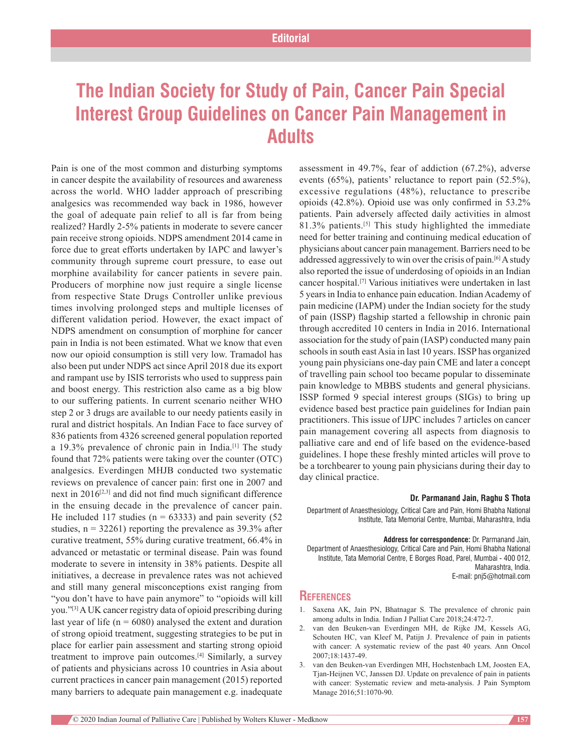Editorial

# The Indian Society for Study of Pain, Cancer Pain Special Interest Group Guidelines on Cancer Pain Management in Adults

Pain is one of the most common and disturbing symptoms in cancer despite the availability of resources and awareness across the world. WHO ladder approach of prescribing analgesics was recommended way back in 1986, however the goal of adequate pain relief to all is far from being realized? Hardly 2-5% patients in moderate to severe cancer pain receive strong opioids. NDPS amendment 2014 came in force due to great efforts undertaken by IAPC and lawyer's community through supreme court pressure, to ease out morphine availability for cancer patients in severe pain. Producers of morphine now just require a single license from respective State Drugs Controller unlike previous times involving prolonged steps and multiple licenses of different validation period. However, the exact impact of NDPS amendment on consumption of morphine for cancer pain in India is not been estimated. What we know that even now our opioid consumption is still very low. Tramadol has also been put under NDPS act since April 2018 due its export and rampant use by ISIS terrorists who used to suppress pain and boost energy. This restriction also came as a big blow to our suffering patients. In current scenario neither WHO step 2 or 3 drugs are available to our needy patients easily in rural and district hospitals. An Indian Face to face survey of 836 patients from 4326 screened general population reported a 19.3% prevalence of chronic pain in India.[1] The study found that 72% patients were taking over the counter (OTC) analgesics. Everdingen MHJB conducted two systematic reviews on prevalence of cancer pain: first one in 2007 and next in 2016[2,3] and did not find much significant difference in the ensuing decade in the prevalence of cancer pain. He included 117 studies (n = 63333) and pain severity (52 studies, n = 32261) reporting the prevalence as 39.3% after curative treatment, 55% during curative treatment, 66.4% in advanced or metastatic or terminal disease. Pain was found moderate to severe in intensity in 38% patients. Despite all initiatives, a decrease in prevalence rates was not achieved and still many general misconceptions exist ranging from "you don't have to have pain anymore" to "opioids will kill you."[3] A UK cancer registry data of opioid prescribing during last year of life (n = 6080) analysed the extent and duration of strong opioid treatment, suggesting strategies to be put in place for earlier pain assessment and starting strong opioid treatment to improve pain outcomes.[4] Similarly, a survey of patients and physicians across 10 countries in Asia about current practices in cancer pain management (2015) reported many barriers to adequate pain management e.g. inadequate assessment in 49.7%, fear of addiction (67.2%), adverse events (65%), patients' reluctance to report pain (52.5%), excessive regulations (48%), reluctance to prescribe opioids (42.8%). Opioid use was only confirmed in 53.2% patients. Pain adversely affected daily activities in almost 81.3% patients.[5] This study highlighted the immediate need for better training and continuing medical education of physicians about cancer pain management. Barriers need to be addressed aggressively to win over the crisis of pain.[6] A study also reported the issue of underdosing of opioids in an Indian cancer hospital.[7] Various initiatives were undertaken in last 5 years in India to enhance pain education. Indian Academy of pain medicine (IAPM) under the Indian society for the study of pain (ISSP) flagship started a fellowship in chronic pain through accredited 10 centers in India in 2016. International association for the study of pain (IASP) conducted many pain schools in south east Asia in last 10 years. ISSP has organized young pain physicians one-day pain CME and later a concept of travelling pain school too became popular to disseminate pain knowledge to MBBS students and general physicians. ISSP formed 9 special interest groups (SIGs) to bring up evidence based best practice pain guidelines for Indian pain practitioners. This issue of IJPC includes 7 articles on cancer pain management covering all aspects from diagnosis to palliative care and end of life based on the evidence-based guidelines. I hope these freshly minted articles will prove to be a torchbearer to young pain physicians during their day to day clinical practice.

**Dr. Parmanand Jain, Raghu S Thota**

Department of Anaesthesiology, Critical Care and Pain, Homi Bhabha National Institute, Tata Memorial Centre, Mumbai, Maharashtra, India

**Address for correspondence:** Dr. Parmanand Jain, Department of Anaesthesiology, Critical Care and Pain, Homi Bhabha National Institute, Tata Memorial Centre, E Borges Road, Parel, Mumbai - 400 012, Maharashtra, India. E-mail: pnj5@hotmail.com

## References

1. Saxena AK, Jain PN, Bhatnagar S. The prevalence of chronic pain among adults in India. Indian J Palliat Care 2018;24:472-7.
2. van den Beuken-van Everdingen MH, de Rijke JM, Kessels AG, Schouten HC, van Kleef M, Patijn J. Prevalence of pain in patients with cancer: A systematic review of the past 40 years. Ann Oncol 2007;18:1437-49.
3. van den Beuken-van Everdingen MH, Hochstenbach LM, Joosten EA, Tjan-Heijnen VC, Janssen DJ. Update on prevalence of pain in patients with cancer: Systematic review and meta-analysis. J Pain Symptom Manage 2016;51:1070-90.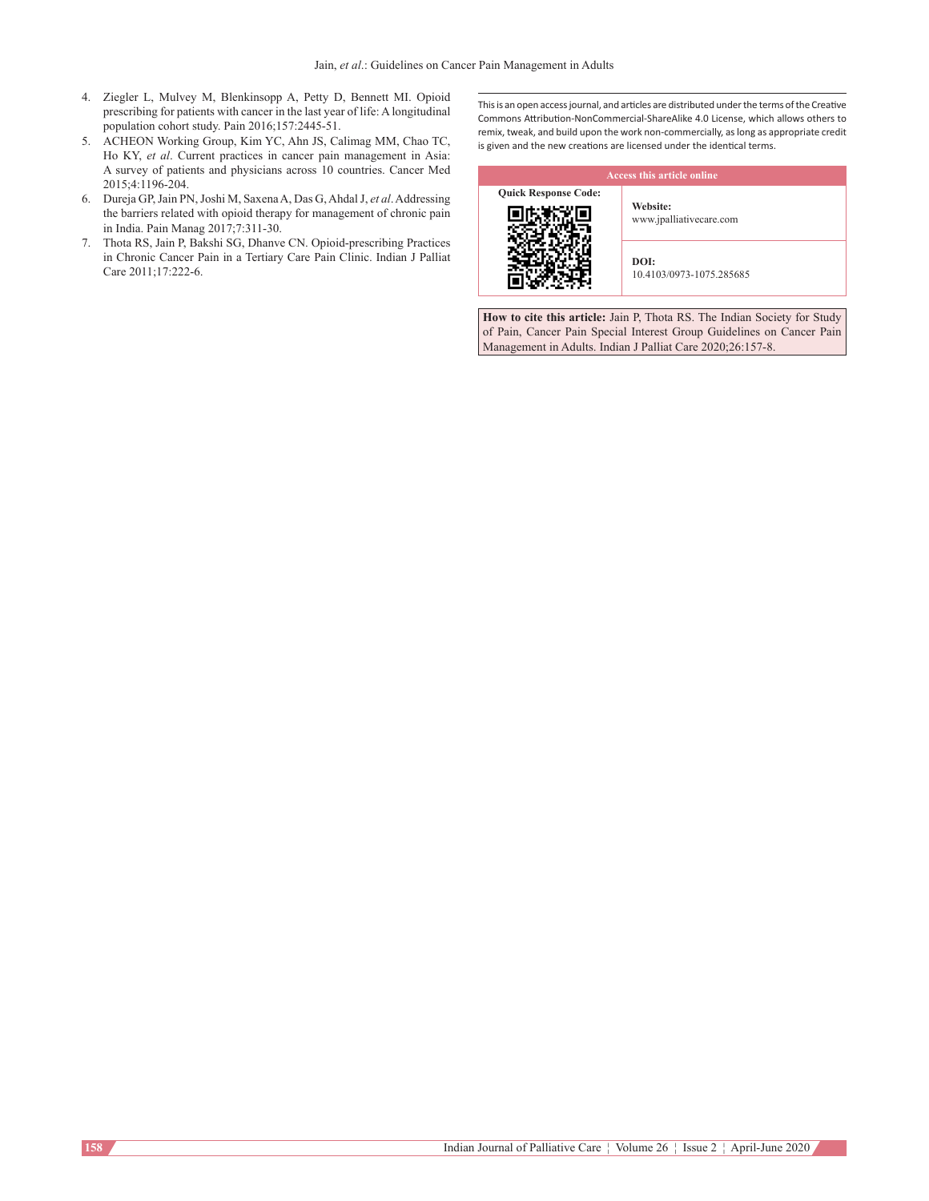4. Ziegler L, Mulvey M, Blenkinsopp A, Petty D, Bennett MI. Opioid prescribing for patients with cancer in the last year of life: A longitudinal population cohort study. Pain 2016;157:2445-51.
5. ACHEON Working Group, Kim YC, Ahn JS, Calimag MM, Chao TC, Ho KY, *et al*. Current practices in cancer pain management in Asia: A survey of patients and physicians across 10 countries. Cancer Med 2015;4:1196-204.
6. Dureja GP, Jain PN, Joshi M, Saxena A, Das G, Ahdal J, *et al*. Addressing the barriers related with opioid therapy for management of chronic pain in India. Pain Manag 2017;7:311-30.
7. Thota RS, Jain P, Bakshi SG, Dhanve CN. Opioid-prescribing Practices in Chronic Cancer Pain in a Tertiary Care Pain Clinic. Indian J Palliat Care 2011;17:222-6.

This is an open access journal, and articles are distributed under the terms of the Creative Commons Attribution-NonCommercial-ShareAlike 4.0 License, which allows others to remix, tweak, and build upon the work non-commercially, as long as appropriate credit is given and the new creations are licensed under the identical terms.

| Access this article online | |
|---|---|
| **Quick Response Code:** | **Website:** www.jpalliativecare.com |
| | **DOI:** 10.4103/0973-1075.285685 |

**How to cite this article:** Jain P, Thota RS. The Indian Society for Study of Pain, Cancer Pain Special Interest Group Guidelines on Cancer Pain Management in Adults. Indian J Palliat Care 2020;26:157-8.